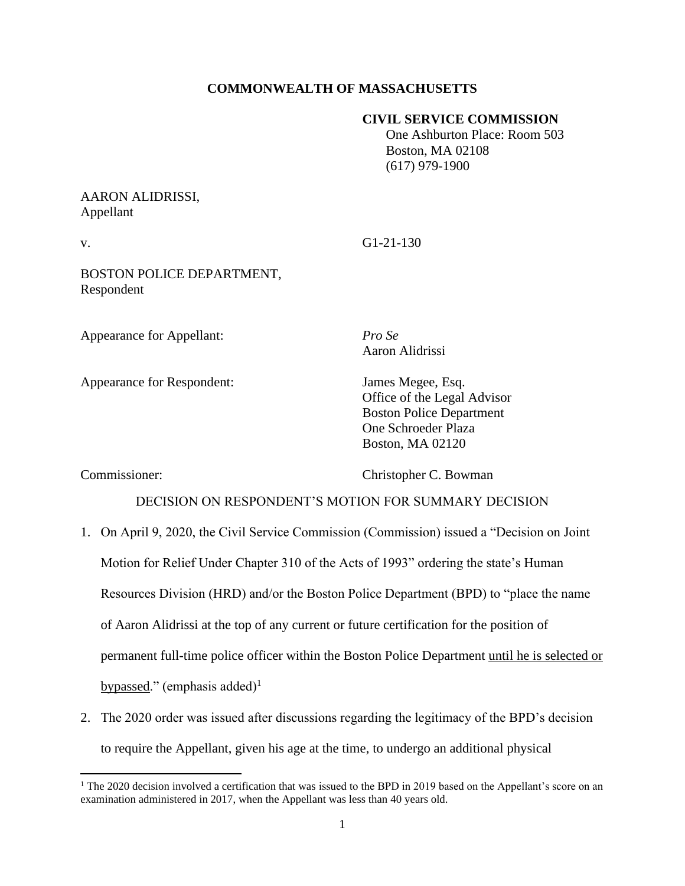**COMMONWEALTH OF MASSACHUSETTS**

**CIVIL SERVICE COMMISSION**
One Ashburton Place: Room 503
Boston, MA 02108
(617) 979-1900

AARON ALIDRISSI,
Appellant

v. G1-21-130

BOSTON POLICE DEPARTMENT,
Respondent

Appearance for Appellant: *Pro Se*
Aaron Alidrissi

Appearance for Respondent: James Megee, Esq.
Office of the Legal Advisor
Boston Police Department
One Schroeder Plaza
Boston, MA 02120

Commissioner: Christopher C. Bowman

DECISION ON RESPONDENT'S MOTION FOR SUMMARY DECISION

1. On April 9, 2020, the Civil Service Commission (Commission) issued a "Decision on Joint Motion for Relief Under Chapter 310 of the Acts of 1993" ordering the state's Human Resources Division (HRD) and/or the Boston Police Department (BPD) to "place the name of Aaron Alidrissi at the top of any current or future certification for the position of permanent full-time police officer within the Boston Police Department <u>until he is selected or bypassed</u>." (emphasis added)[1]

2. The 2020 order was issued after discussions regarding the legitimacy of the BPD's decision to require the Appellant, given his age at the time, to undergo an additional physical

[1] The 2020 decision involved a certification that was issued to the BPD in 2019 based on the Appellant's score on an examination administered in 2017, when the Appellant was less than 40 years old.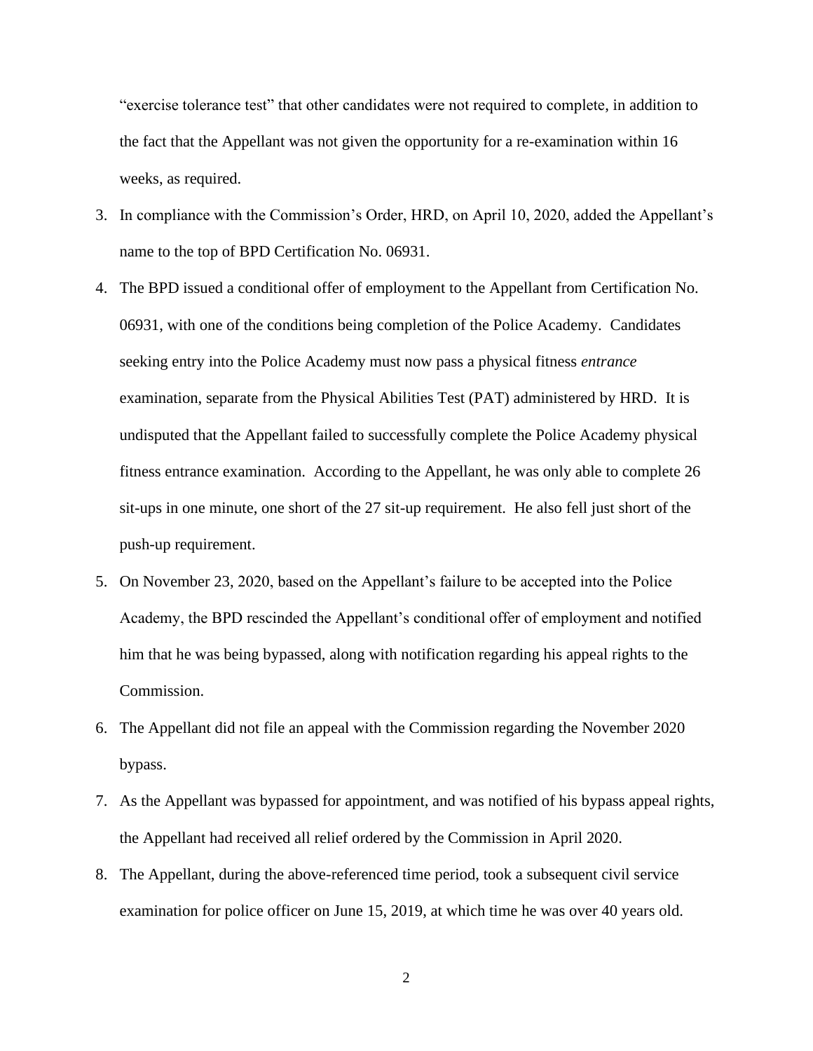"exercise tolerance test" that other candidates were not required to complete, in addition to the fact that the Appellant was not given the opportunity for a re-examination within 16 weeks, as required.

3. In compliance with the Commission's Order, HRD, on April 10, 2020, added the Appellant's name to the top of BPD Certification No. 06931.
4. The BPD issued a conditional offer of employment to the Appellant from Certification No. 06931, with one of the conditions being completion of the Police Academy. Candidates seeking entry into the Police Academy must now pass a physical fitness *entrance* examination, separate from the Physical Abilities Test (PAT) administered by HRD. It is undisputed that the Appellant failed to successfully complete the Police Academy physical fitness entrance examination. According to the Appellant, he was only able to complete 26 sit-ups in one minute, one short of the 27 sit-up requirement. He also fell just short of the push-up requirement.
5. On November 23, 2020, based on the Appellant's failure to be accepted into the Police Academy, the BPD rescinded the Appellant's conditional offer of employment and notified him that he was being bypassed, along with notification regarding his appeal rights to the Commission.
6. The Appellant did not file an appeal with the Commission regarding the November 2020 bypass.
7. As the Appellant was bypassed for appointment, and was notified of his bypass appeal rights, the Appellant had received all relief ordered by the Commission in April 2020.
8. The Appellant, during the above-referenced time period, took a subsequent civil service examination for police officer on June 15, 2019, at which time he was over 40 years old.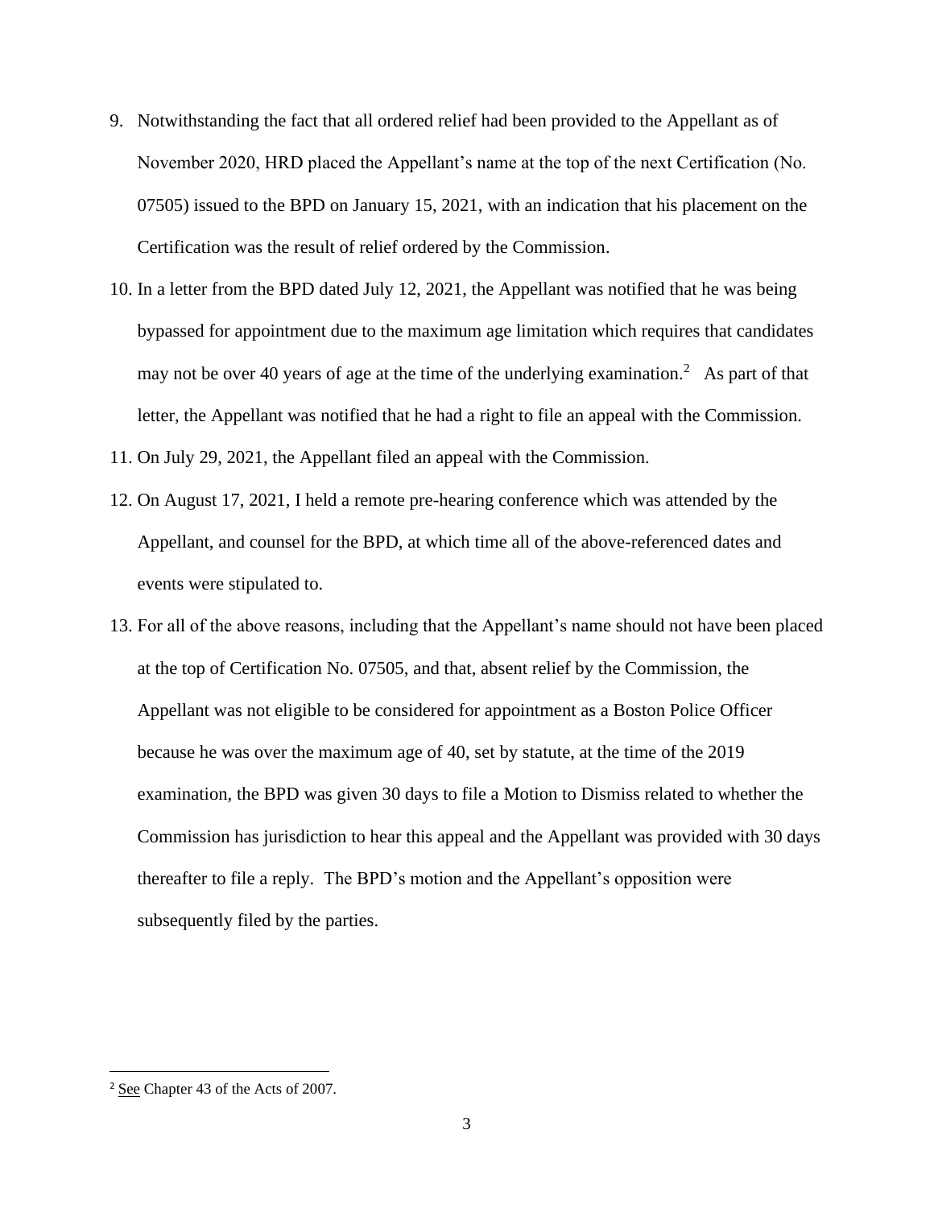9. Notwithstanding the fact that all ordered relief had been provided to the Appellant as of November 2020, HRD placed the Appellant's name at the top of the next Certification (No. 07505) issued to the BPD on January 15, 2021, with an indication that his placement on the Certification was the result of relief ordered by the Commission.
10. In a letter from the BPD dated July 12, 2021, the Appellant was notified that he was being bypassed for appointment due to the maximum age limitation which requires that candidates may not be over 40 years of age at the time of the underlying examination.[2] As part of that letter, the Appellant was notified that he had a right to file an appeal with the Commission.
11. On July 29, 2021, the Appellant filed an appeal with the Commission.
12. On August 17, 2021, I held a remote pre-hearing conference which was attended by the Appellant, and counsel for the BPD, at which time all of the above-referenced dates and events were stipulated to.
13. For all of the above reasons, including that the Appellant's name should not have been placed at the top of Certification No. 07505, and that, absent relief by the Commission, the Appellant was not eligible to be considered for appointment as a Boston Police Officer because he was over the maximum age of 40, set by statute, at the time of the 2019 examination, the BPD was given 30 days to file a Motion to Dismiss related to whether the Commission has jurisdiction to hear this appeal and the Appellant was provided with 30 days thereafter to file a reply. The BPD's motion and the Appellant's opposition were subsequently filed by the parties.

---

[2] See Chapter 43 of the Acts of 2007.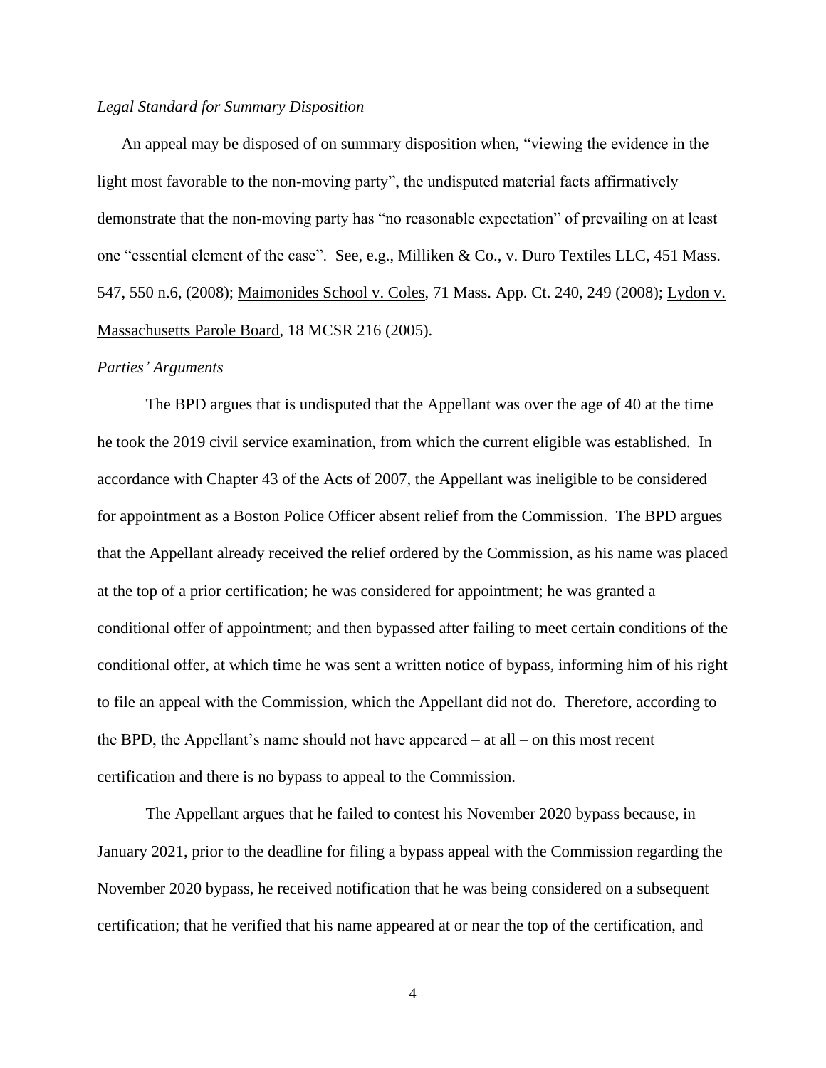*Legal Standard for Summary Disposition*

An appeal may be disposed of on summary disposition when, "viewing the evidence in the light most favorable to the non-moving party", the undisputed material facts affirmatively demonstrate that the non-moving party has "no reasonable expectation" of prevailing on at least one "essential element of the case". See, e.g., Milliken & Co., v. Duro Textiles LLC, 451 Mass. 547, 550 n.6, (2008); Maimonides School v. Coles, 71 Mass. App. Ct. 240, 249 (2008); Lydon v. Massachusetts Parole Board, 18 MCSR 216 (2005).

*Parties' Arguments*

The BPD argues that is undisputed that the Appellant was over the age of 40 at the time he took the 2019 civil service examination, from which the current eligible was established. In accordance with Chapter 43 of the Acts of 2007, the Appellant was ineligible to be considered for appointment as a Boston Police Officer absent relief from the Commission. The BPD argues that the Appellant already received the relief ordered by the Commission, as his name was placed at the top of a prior certification; he was considered for appointment; he was granted a conditional offer of appointment; and then bypassed after failing to meet certain conditions of the conditional offer, at which time he was sent a written notice of bypass, informing him of his right to file an appeal with the Commission, which the Appellant did not do. Therefore, according to the BPD, the Appellant's name should not have appeared – at all – on this most recent certification and there is no bypass to appeal to the Commission.

The Appellant argues that he failed to contest his November 2020 bypass because, in January 2021, prior to the deadline for filing a bypass appeal with the Commission regarding the November 2020 bypass, he received notification that he was being considered on a subsequent certification; that he verified that his name appeared at or near the top of the certification, and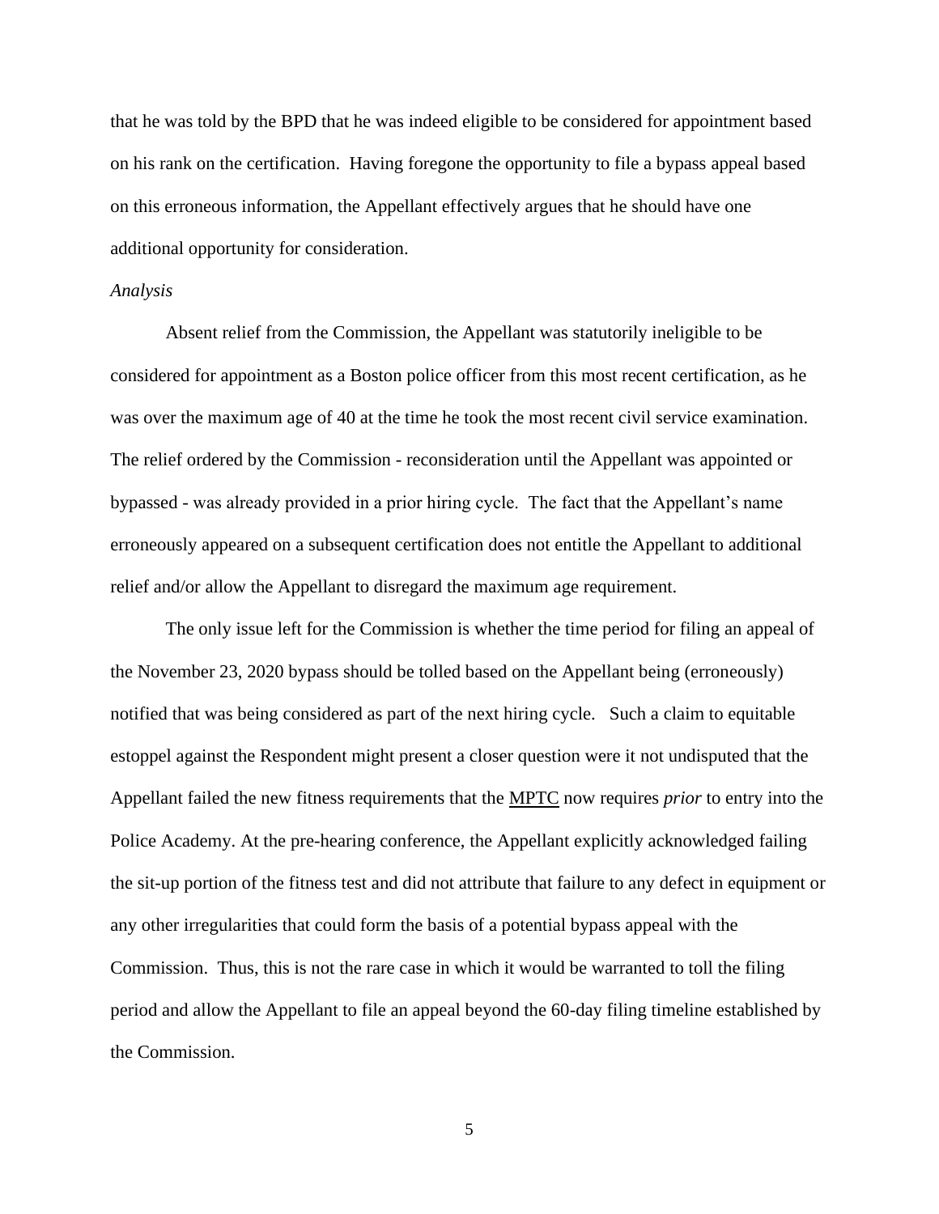that he was told by the BPD that he was indeed eligible to be considered for appointment based on his rank on the certification. Having foregone the opportunity to file a bypass appeal based on this erroneous information, the Appellant effectively argues that he should have one additional opportunity for consideration.

*Analysis*

Absent relief from the Commission, the Appellant was statutorily ineligible to be considered for appointment as a Boston police officer from this most recent certification, as he was over the maximum age of 40 at the time he took the most recent civil service examination. The relief ordered by the Commission - reconsideration until the Appellant was appointed or bypassed - was already provided in a prior hiring cycle. The fact that the Appellant's name erroneously appeared on a subsequent certification does not entitle the Appellant to additional relief and/or allow the Appellant to disregard the maximum age requirement.

The only issue left for the Commission is whether the time period for filing an appeal of the November 23, 2020 bypass should be tolled based on the Appellant being (erroneously) notified that was being considered as part of the next hiring cycle. Such a claim to equitable estoppel against the Respondent might present a closer question were it not undisputed that the Appellant failed the new fitness requirements that the MPTC now requires *prior* to entry into the Police Academy. At the pre-hearing conference, the Appellant explicitly acknowledged failing the sit-up portion of the fitness test and did not attribute that failure to any defect in equipment or any other irregularities that could form the basis of a potential bypass appeal with the Commission. Thus, this is not the rare case in which it would be warranted to toll the filing period and allow the Appellant to file an appeal beyond the 60-day filing timeline established by the Commission.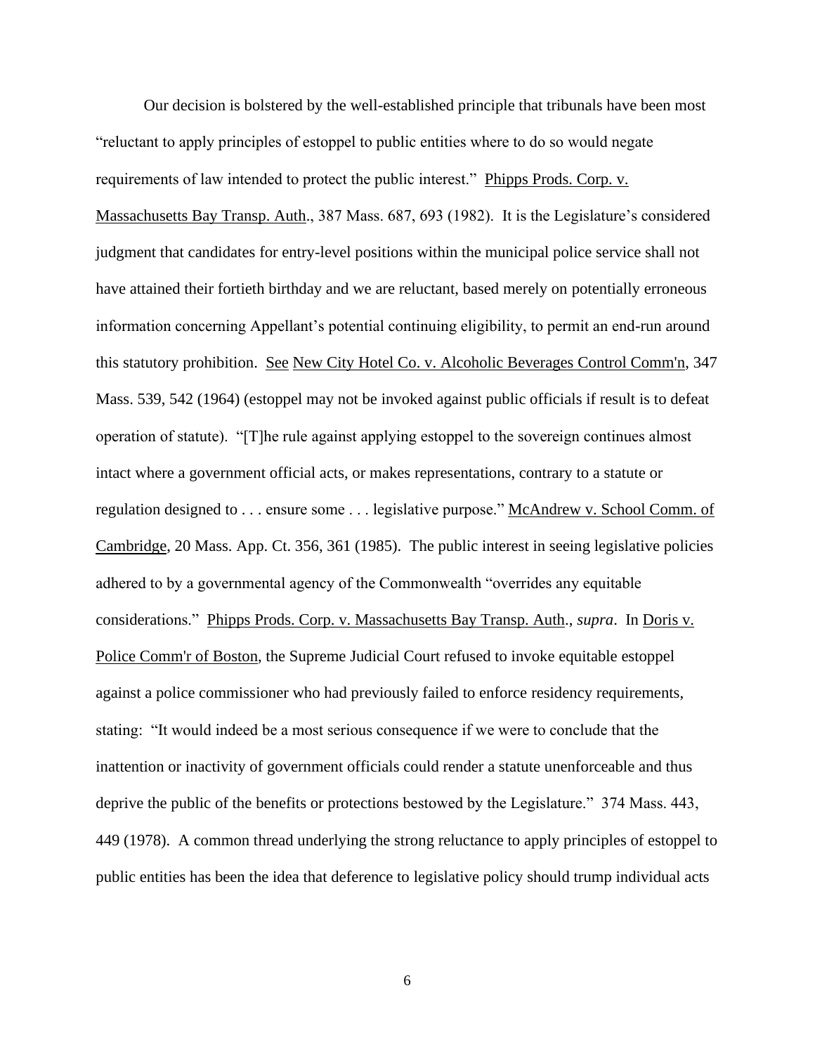Our decision is bolstered by the well-established principle that tribunals have been most "reluctant to apply principles of estoppel to public entities where to do so would negate requirements of law intended to protect the public interest." Phipps Prods. Corp. v. Massachusetts Bay Transp. Auth., 387 Mass. 687, 693 (1982). It is the Legislature's considered judgment that candidates for entry-level positions within the municipal police service shall not have attained their fortieth birthday and we are reluctant, based merely on potentially erroneous information concerning Appellant's potential continuing eligibility, to permit an end-run around this statutory prohibition. See New City Hotel Co. v. Alcoholic Beverages Control Comm'n, 347 Mass. 539, 542 (1964) (estoppel may not be invoked against public officials if result is to defeat operation of statute). "[T]he rule against applying estoppel to the sovereign continues almost intact where a government official acts, or makes representations, contrary to a statute or regulation designed to . . . ensure some . . . legislative purpose." McAndrew v. School Comm. of Cambridge, 20 Mass. App. Ct. 356, 361 (1985). The public interest in seeing legislative policies adhered to by a governmental agency of the Commonwealth "overrides any equitable considerations." Phipps Prods. Corp. v. Massachusetts Bay Transp. Auth., *supra*. In Doris v. Police Comm'r of Boston, the Supreme Judicial Court refused to invoke equitable estoppel against a police commissioner who had previously failed to enforce residency requirements, stating: "It would indeed be a most serious consequence if we were to conclude that the inattention or inactivity of government officials could render a statute unenforceable and thus deprive the public of the benefits or protections bestowed by the Legislature." 374 Mass. 443, 449 (1978). A common thread underlying the strong reluctance to apply principles of estoppel to public entities has been the idea that deference to legislative policy should trump individual acts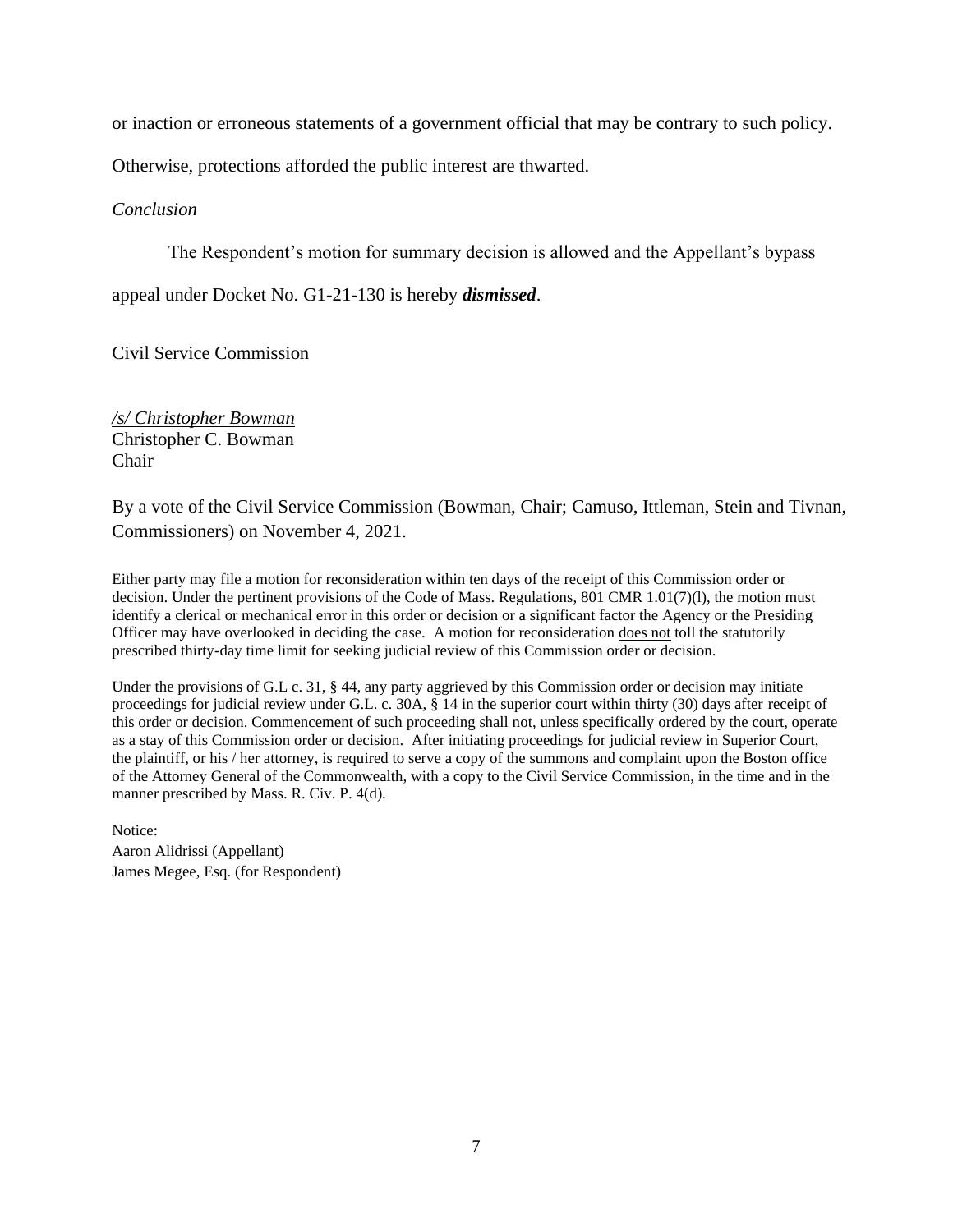or inaction or erroneous statements of a government official that may be contrary to such policy. Otherwise, protections afforded the public interest are thwarted.

*Conclusion*

The Respondent's motion for summary decision is allowed and the Appellant's bypass appeal under Docket No. G1-21-130 is hereby ***dismissed***.

Civil Service Commission

*/s/ Christopher Bowman*
Christopher C. Bowman
Chair

By a vote of the Civil Service Commission (Bowman, Chair; Camuso, Ittleman, Stein and Tivnan, Commissioners) on November 4, 2021.

Either party may file a motion for reconsideration within ten days of the receipt of this Commission order or decision. Under the pertinent provisions of the Code of Mass. Regulations, 801 CMR 1.01(7)(l), the motion must identify a clerical or mechanical error in this order or decision or a significant factor the Agency or the Presiding Officer may have overlooked in deciding the case. A motion for reconsideration does not toll the statutorily prescribed thirty-day time limit for seeking judicial review of this Commission order or decision.

Under the provisions of G.L c. 31, § 44, any party aggrieved by this Commission order or decision may initiate proceedings for judicial review under G.L. c. 30A, § 14 in the superior court within thirty (30) days after receipt of this order or decision. Commencement of such proceeding shall not, unless specifically ordered by the court, operate as a stay of this Commission order or decision. After initiating proceedings for judicial review in Superior Court, the plaintiff, or his / her attorney, is required to serve a copy of the summons and complaint upon the Boston office of the Attorney General of the Commonwealth, with a copy to the Civil Service Commission, in the time and in the manner prescribed by Mass. R. Civ. P. 4(d).

Notice:
Aaron Alidrissi (Appellant)
James Megee, Esq. (for Respondent)